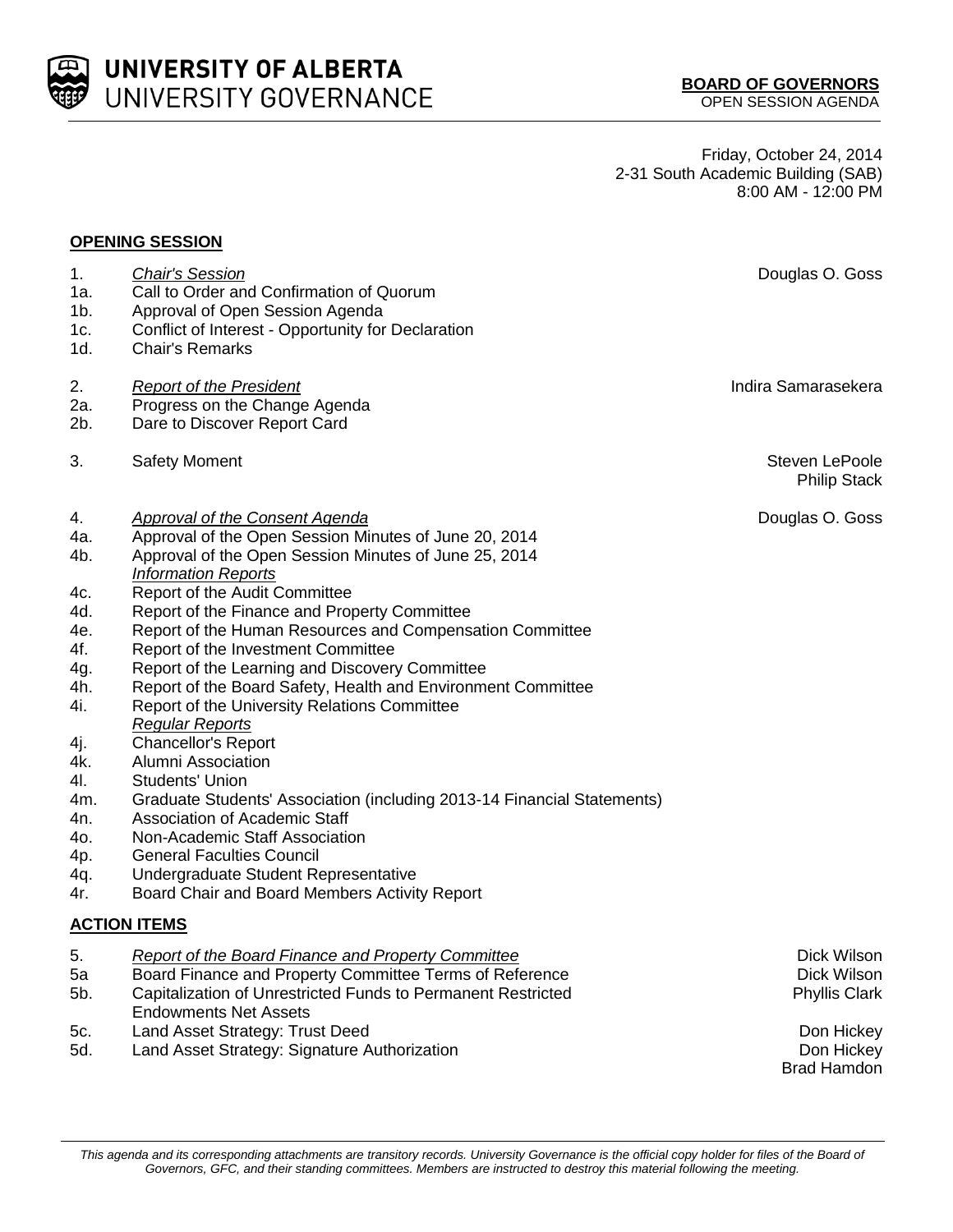# UNIVERSITY OF ALBERTA
UNIVERSITY GOVERNANCE

**BOARD OF GOVERNORS**
OPEN SESSION AGENDA

Friday, October 24, 2014
2-31 South Academic Building (SAB)
8:00 AM - 12:00 PM

## OPENING SESSION

| | | |
|---|---|---|
| 1. | *Chair's Session* | Douglas O. Goss |
| 1a. | Call to Order and Confirmation of Quorum | |
| 1b. | Approval of Open Session Agenda | |
| 1c. | Conflict of Interest - Opportunity for Declaration | |
| 1d. | Chair's Remarks | |
| 2. | *Report of the President* | Indira Samarasekera |
| 2a. | Progress on the Change Agenda | |
| 2b. | Dare to Discover Report Card | |
| 3. | Safety Moment | Steven LePoole<br>Philip Stack |
| 4. | *Approval of the Consent Agenda* | Douglas O. Goss |
| 4a. | Approval of the Open Session Minutes of June 20, 2014 | |
| 4b. | Approval of the Open Session Minutes of June 25, 2014 | |
| | *Information Reports* | |
| 4c. | Report of the Audit Committee | |
| 4d. | Report of the Finance and Property Committee | |
| 4e. | Report of the Human Resources and Compensation Committee | |
| 4f. | Report of the Investment Committee | |
| 4g. | Report of the Learning and Discovery Committee | |
| 4h. | Report of the Board Safety, Health and Environment Committee | |
| 4i. | Report of the University Relations Committee | |
| | *Regular Reports* | |
| 4j. | Chancellor's Report | |
| 4k. | Alumni Association | |
| 4l. | Students' Union | |
| 4m. | Graduate Students' Association (including 2013-14 Financial Statements) | |
| 4n. | Association of Academic Staff | |
| 4o. | Non-Academic Staff Association | |
| 4p. | General Faculties Council | |
| 4q. | Undergraduate Student Representative | |
| 4r. | Board Chair and Board Members Activity Report | |

## ACTION ITEMS

| | | |
|---|---|---|
| 5. | *Report of the Board Finance and Property Committee* | Dick Wilson |
| 5a | Board Finance and Property Committee Terms of Reference | Dick Wilson |
| 5b. | Capitalization of Unrestricted Funds to Permanent Restricted Endowments Net Assets | Phyllis Clark |
| 5c. | Land Asset Strategy: Trust Deed | Don Hickey |
| 5d. | Land Asset Strategy: Signature Authorization | Don Hickey<br>Brad Hamdon |

*This agenda and its corresponding attachments are transitory records. University Governance is the official copy holder for files of the Board of Governors, GFC, and their standing committees. Members are instructed to destroy this material following the meeting.*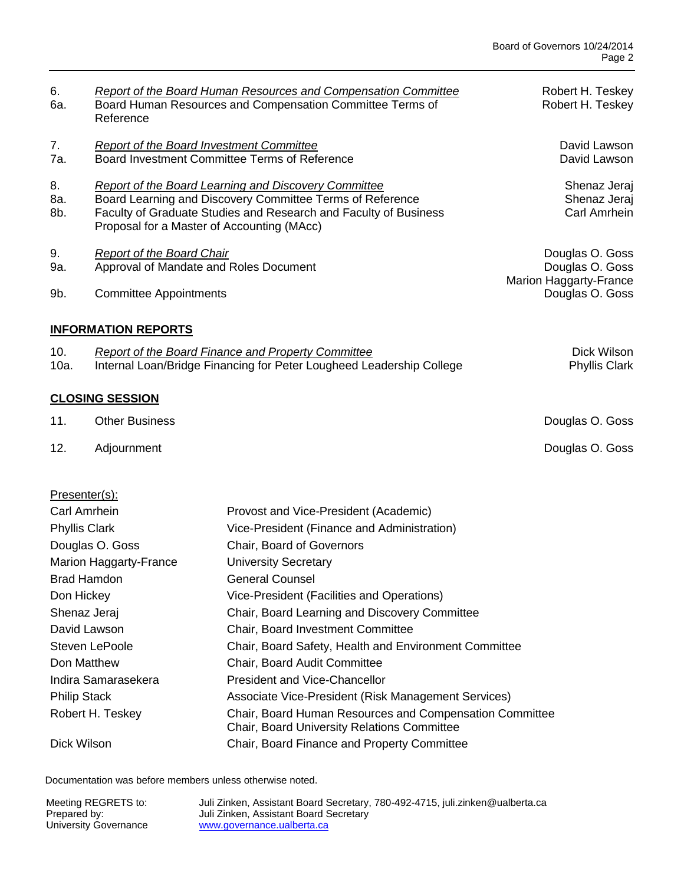| | | |
|---|---|---|
| 6. | *Report of the Board Human Resources and Compensation Committee* | Robert H. Teskey |
| 6a. | Board Human Resources and Compensation Committee Terms of Reference | Robert H. Teskey |
| 7. | *Report of the Board Investment Committee* | David Lawson |
| 7a. | Board Investment Committee Terms of Reference | David Lawson |
| 8. | *Report of the Board Learning and Discovery Committee* | Shenaz Jeraj |
| 8a. | Board Learning and Discovery Committee Terms of Reference | Shenaz Jeraj |
| 8b. | Faculty of Graduate Studies and Research and Faculty of Business Proposal for a Master of Accounting (MAcc) | Carl Amrhein |
| 9. | *Report of the Board Chair* | Douglas O. Goss |
| 9a. | Approval of Mandate and Roles Document | Douglas O. Goss<br>Marion Haggarty-France |
| 9b. | Committee Appointments | Douglas O. Goss |

**INFORMATION REPORTS**

| | | |
|---|---|---|
| 10. | *Report of the Board Finance and Property Committee* | Dick Wilson |
| 10a. | Internal Loan/Bridge Financing for Peter Lougheed Leadership College | Phyllis Clark |

**CLOSING SESSION**

| | | |
|---|---|---|
| 11. | Other Business | Douglas O. Goss |
| 12. | Adjournment | Douglas O. Goss |

Presenter(s):

| | |
|---|---|
| Carl Amrhein | Provost and Vice-President (Academic) |
| Phyllis Clark | Vice-President (Finance and Administration) |
| Douglas O. Goss | Chair, Board of Governors |
| Marion Haggarty-France | University Secretary |
| Brad Hamdon | General Counsel |
| Don Hickey | Vice-President (Facilities and Operations) |
| Shenaz Jeraj | Chair, Board Learning and Discovery Committee |
| David Lawson | Chair, Board Investment Committee |
| Steven LePoole | Chair, Board Safety, Health and Environment Committee |
| Don Matthew | Chair, Board Audit Committee |
| Indira Samarasekera | President and Vice-Chancellor |
| Philip Stack | Associate Vice-President (Risk Management Services) |
| Robert H. Teskey | Chair, Board Human Resources and Compensation Committee<br>Chair, Board University Relations Committee |
| Dick Wilson | Chair, Board Finance and Property Committee |

Documentation was before members unless otherwise noted.

| | |
|---|---|
| Meeting REGRETS to: | Juli Zinken, Assistant Board Secretary, 780-492-4715, juli.zinken@ualberta.ca |
| Prepared by: | Juli Zinken, Assistant Board Secretary |
| University Governance | www.governance.ualberta.ca |